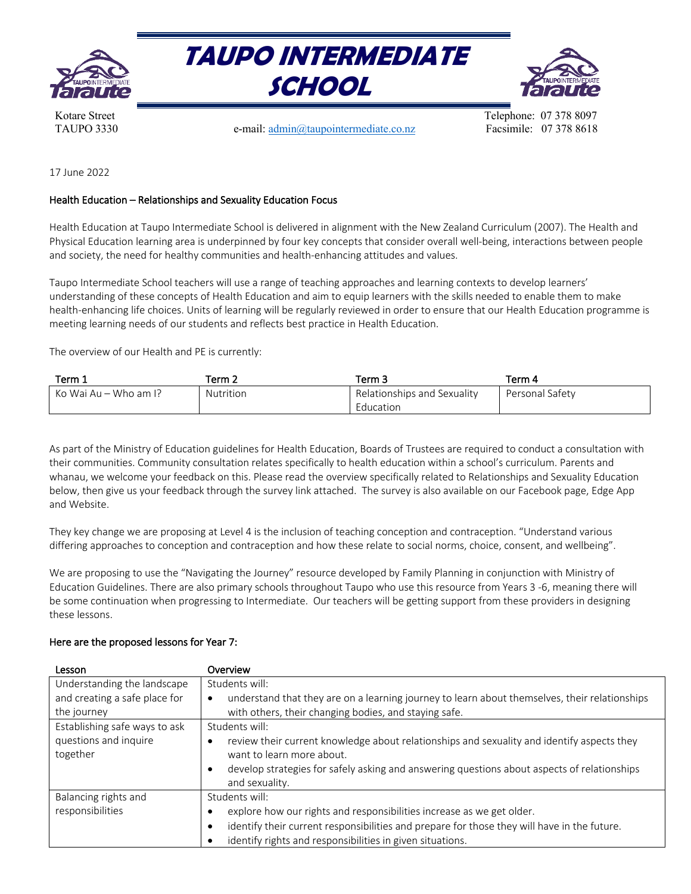# TAUPO INTERMEDIATE SCHOOL

Kotare Street
TAUPO 3330

e-mail: admin@taupointermediate.co.nz

Telephone: 07 378 8097
Facsimile: 07 378 8618

17 June 2022

## Health Education – Relationships and Sexuality Education Focus

Health Education at Taupo Intermediate School is delivered in alignment with the New Zealand Curriculum (2007). The Health and Physical Education learning area is underpinned by four key concepts that consider overall well-being, interactions between people and society, the need for healthy communities and health-enhancing attitudes and values.

Taupo Intermediate School teachers will use a range of teaching approaches and learning contexts to develop learners' understanding of these concepts of Health Education and aim to equip learners with the skills needed to enable them to make health-enhancing life choices. Units of learning will be regularly reviewed in order to ensure that our Health Education programme is meeting learning needs of our students and reflects best practice in Health Education.

The overview of our Health and PE is currently:

| Term 1 | Term 2 | Term 3 | Term 4 |
|---|---|---|---|
| Ko Wai Au – Who am I? | Nutrition | Relationships and Sexuality Education | Personal Safety |

As part of the Ministry of Education guidelines for Health Education, Boards of Trustees are required to conduct a consultation with their communities. Community consultation relates specifically to health education within a school's curriculum. Parents and whanau, we welcome your feedback on this. Please read the overview specifically related to Relationships and Sexuality Education below, then give us your feedback through the survey link attached. The survey is also available on our Facebook page, Edge App and Website.

They key change we are proposing at Level 4 is the inclusion of teaching conception and contraception. "Understand various differing approaches to conception and contraception and how these relate to social norms, choice, consent, and wellbeing".

We are proposing to use the "Navigating the Journey" resource developed by Family Planning in conjunction with Ministry of Education Guidelines. There are also primary schools throughout Taupo who use this resource from Years 3 -6, meaning there will be some continuation when progressing to Intermediate. Our teachers will be getting support from these providers in designing these lessons.

### Here are the proposed lessons for Year 7:

| Lesson | Overview |
|---|---|
| Understanding the landscape and creating a safe place for the journey | Students will:<br>• understand that they are on a learning journey to learn about themselves, their relationships with others, their changing bodies, and staying safe. |
| Establishing safe ways to ask questions and inquire together | Students will:<br>• review their current knowledge about relationships and sexuality and identify aspects they want to learn more about.<br>• develop strategies for safely asking and answering questions about aspects of relationships and sexuality. |
| Balancing rights and responsibilities | Students will:<br>• explore how our rights and responsibilities increase as we get older.<br>• identify their current responsibilities and prepare for those they will have in the future.<br>• identify rights and responsibilities in given situations. |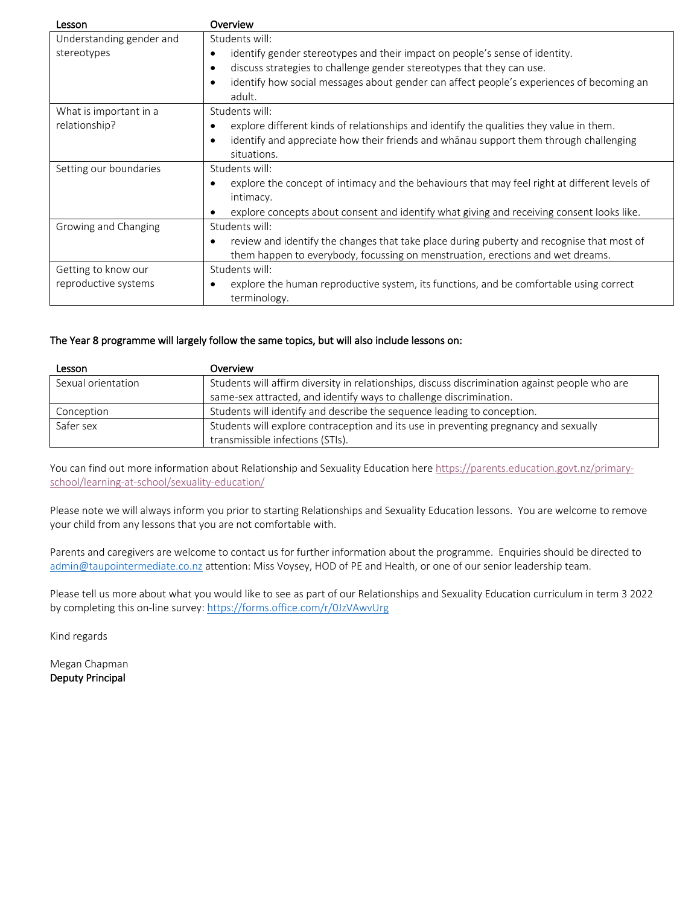| Lesson | Overview |
| --- | --- |
| Understanding gender and stereotypes | Students will:<br>• identify gender stereotypes and their impact on people's sense of identity.<br>• discuss strategies to challenge gender stereotypes that they can use.<br>• identify how social messages about gender can affect people's experiences of becoming an adult. |
| What is important in a relationship? | Students will:<br>• explore different kinds of relationships and identify the qualities they value in them.<br>• identify and appreciate how their friends and whānau support them through challenging situations. |
| Setting our boundaries | Students will:<br>• explore the concept of intimacy and the behaviours that may feel right at different levels of intimacy.<br>• explore concepts about consent and identify what giving and receiving consent looks like. |
| Growing and Changing | Students will:<br>• review and identify the changes that take place during puberty and recognise that most of them happen to everybody, focussing on menstruation, erections and wet dreams. |
| Getting to know our reproductive systems | Students will:<br>• explore the human reproductive system, its functions, and be comfortable using correct terminology. |

**The Year 8 programme will largely follow the same topics, but will also include lessons on:**

| Lesson | Overview |
| --- | --- |
| Sexual orientation | Students will affirm diversity in relationships, discuss discrimination against people who are same-sex attracted, and identify ways to challenge discrimination. |
| Conception | Students will identify and describe the sequence leading to conception. |
| Safer sex | Students will explore contraception and its use in preventing pregnancy and sexually transmissible infections (STIs). |

You can find out more information about Relationship and Sexuality Education here https://parents.education.govt.nz/primary-school/learning-at-school/sexuality-education/

Please note we will always inform you prior to starting Relationships and Sexuality Education lessons. You are welcome to remove your child from any lessons that you are not comfortable with.

Parents and caregivers are welcome to contact us for further information about the programme. Enquiries should be directed to admin@taupointermediate.co.nz attention: Miss Voysey, HOD of PE and Health, or one of our senior leadership team.

Please tell us more about what you would like to see as part of our Relationships and Sexuality Education curriculum in term 3 2022 by completing this on-line survey: https://forms.office.com/r/0JzVAwvUrg

Kind regards

Megan Chapman
**Deputy Principal**